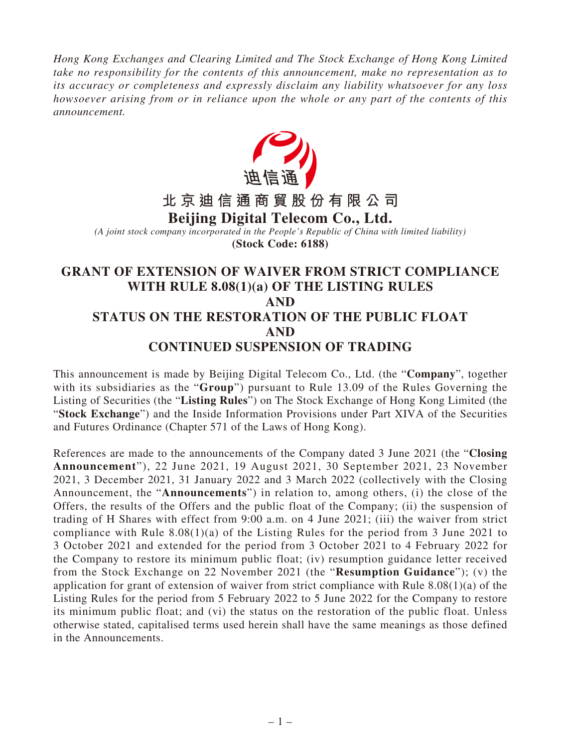*Hong Kong Exchanges and Clearing Limited and The Stock Exchange of Hong Kong Limited take no responsibility for the contents of this announcement, make no representation as to its accuracy or completeness and expressly disclaim any liability whatsoever for any loss howsoever arising from or in reliance upon the whole or any part of the contents of this announcement.*

迪信通

**北京迪信通商貿股份有限公司**

**Beijing Digital Telecom Co., Ltd.**

*(A joint stock company incorporated in the People's Republic of China with limited liability)*

**(Stock Code: 6188)**

# GRANT OF EXTENSION OF WAIVER FROM STRICT COMPLIANCE WITH RULE 8.08(1)(a) OF THE LISTING RULES AND STATUS ON THE RESTORATION OF THE PUBLIC FLOAT AND CONTINUED SUSPENSION OF TRADING

This announcement is made by Beijing Digital Telecom Co., Ltd. (the "**Company**", together with its subsidiaries as the "**Group**") pursuant to Rule 13.09 of the Rules Governing the Listing of Securities (the "**Listing Rules**") on The Stock Exchange of Hong Kong Limited (the "**Stock Exchange**") and the Inside Information Provisions under Part XIVA of the Securities and Futures Ordinance (Chapter 571 of the Laws of Hong Kong).

References are made to the announcements of the Company dated 3 June 2021 (the "**Closing Announcement**"), 22 June 2021, 19 August 2021, 30 September 2021, 23 November 2021, 3 December 2021, 31 January 2022 and 3 March 2022 (collectively with the Closing Announcement, the "**Announcements**") in relation to, among others, (i) the close of the Offers, the results of the Offers and the public float of the Company; (ii) the suspension of trading of H Shares with effect from 9:00 a.m. on 4 June 2021; (iii) the waiver from strict compliance with Rule 8.08(1)(a) of the Listing Rules for the period from 3 June 2021 to 3 October 2021 and extended for the period from 3 October 2021 to 4 February 2022 for the Company to restore its minimum public float; (iv) resumption guidance letter received from the Stock Exchange on 22 November 2021 (the "**Resumption Guidance**"); (v) the application for grant of extension of waiver from strict compliance with Rule 8.08(1)(a) of the Listing Rules for the period from 5 February 2022 to 5 June 2022 for the Company to restore its minimum public float; and (vi) the status on the restoration of the public float. Unless otherwise stated, capitalised terms used herein shall have the same meanings as those defined in the Announcements.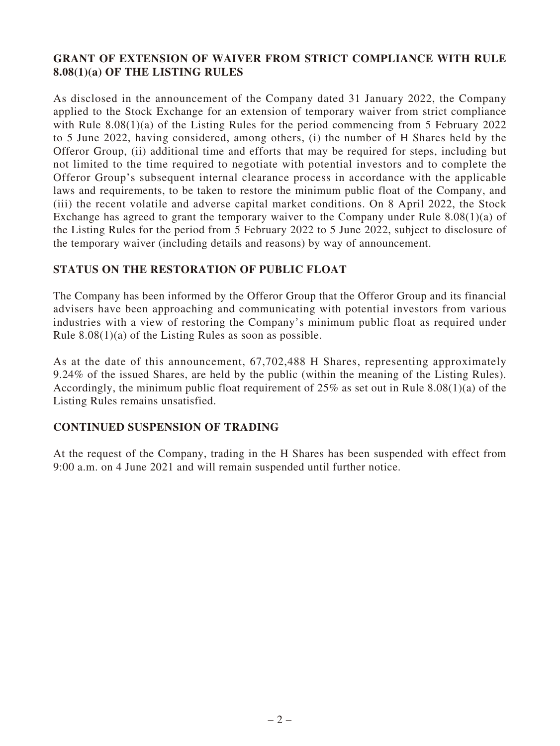## GRANT OF EXTENSION OF WAIVER FROM STRICT COMPLIANCE WITH RULE 8.08(1)(a) OF THE LISTING RULES

As disclosed in the announcement of the Company dated 31 January 2022, the Company applied to the Stock Exchange for an extension of temporary waiver from strict compliance with Rule 8.08(1)(a) of the Listing Rules for the period commencing from 5 February 2022 to 5 June 2022, having considered, among others, (i) the number of H Shares held by the Offeror Group, (ii) additional time and efforts that may be required for steps, including but not limited to the time required to negotiate with potential investors and to complete the Offeror Group's subsequent internal clearance process in accordance with the applicable laws and requirements, to be taken to restore the minimum public float of the Company, and (iii) the recent volatile and adverse capital market conditions. On 8 April 2022, the Stock Exchange has agreed to grant the temporary waiver to the Company under Rule 8.08(1)(a) of the Listing Rules for the period from 5 February 2022 to 5 June 2022, subject to disclosure of the temporary waiver (including details and reasons) by way of announcement.

## STATUS ON THE RESTORATION OF PUBLIC FLOAT

The Company has been informed by the Offeror Group that the Offeror Group and its financial advisers have been approaching and communicating with potential investors from various industries with a view of restoring the Company's minimum public float as required under Rule 8.08(1)(a) of the Listing Rules as soon as possible.

As at the date of this announcement, 67,702,488 H Shares, representing approximately 9.24% of the issued Shares, are held by the public (within the meaning of the Listing Rules). Accordingly, the minimum public float requirement of 25% as set out in Rule 8.08(1)(a) of the Listing Rules remains unsatisfied.

## CONTINUED SUSPENSION OF TRADING

At the request of the Company, trading in the H Shares has been suspended with effect from 9:00 a.m. on 4 June 2021 and will remain suspended until further notice.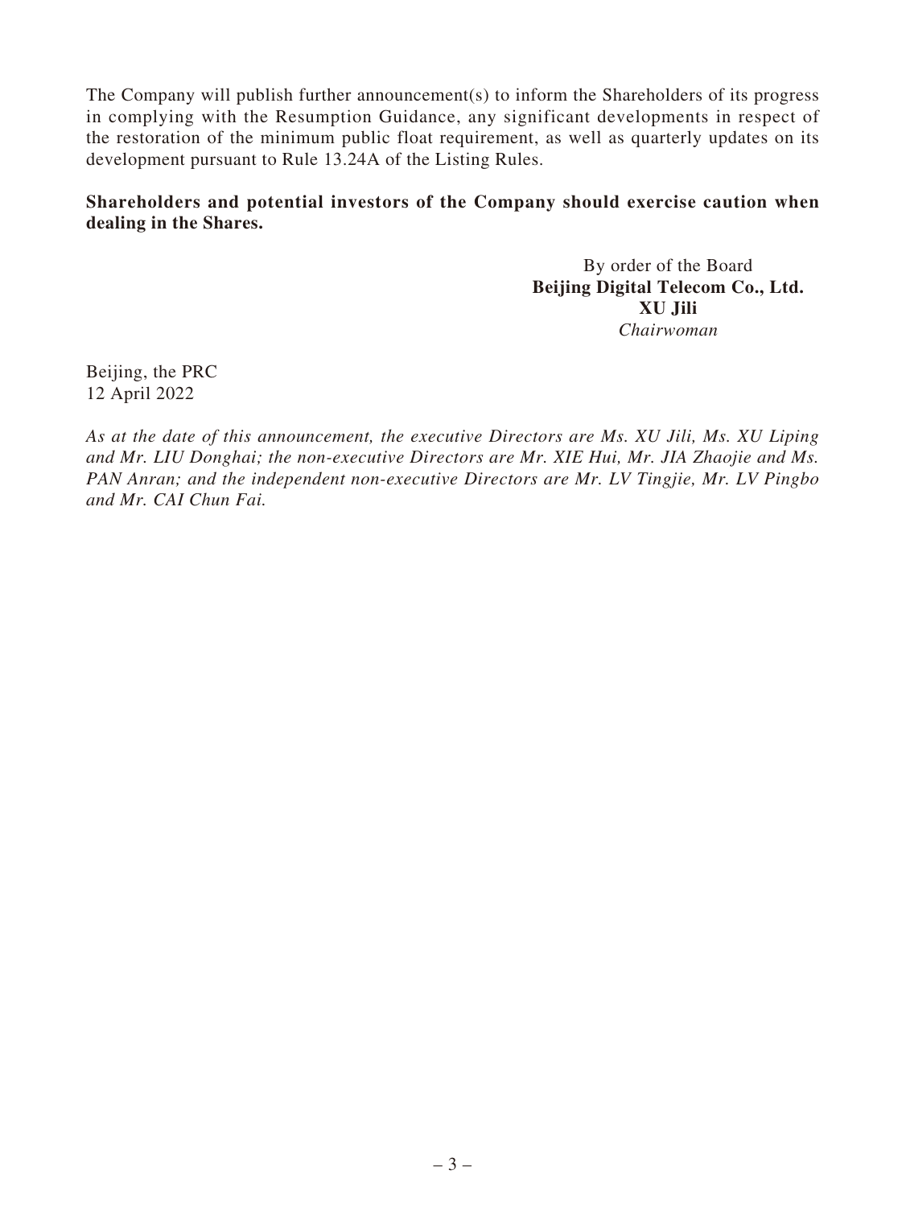The Company will publish further announcement(s) to inform the Shareholders of its progress in complying with the Resumption Guidance, any significant developments in respect of the restoration of the minimum public float requirement, as well as quarterly updates on its development pursuant to Rule 13.24A of the Listing Rules.

**Shareholders and potential investors of the Company should exercise caution when dealing in the Shares.**

By order of the Board
**Beijing Digital Telecom Co., Ltd.**
**XU Jili**
*Chairwoman*

Beijing, the PRC
12 April 2022

*As at the date of this announcement, the executive Directors are Ms. XU Jili, Ms. XU Liping and Mr. LIU Donghai; the non-executive Directors are Mr. XIE Hui, Mr. JIA Zhaojie and Ms. PAN Anran; and the independent non-executive Directors are Mr. LV Tingjie, Mr. LV Pingbo and Mr. CAI Chun Fai.*